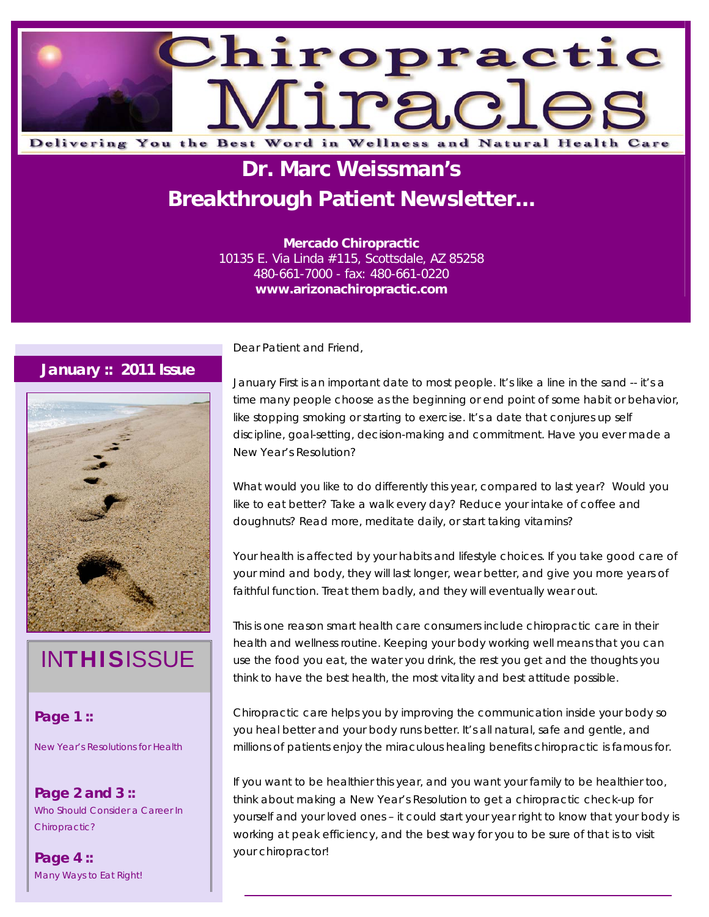# Chiropractic Miracles

Delivering You the Best Word in Wellness and Natural Health Care

## Dr. Marc Weissman's Breakthrough Patient Newsletter...

**Mercado Chiropractic**
10135 E. Via Linda #115, Scottsdale, AZ 85258
480-661-7000 - fax: 480-661-0220
**www.arizonachiropractic.com**

**January :: 2011 Issue**

### IN THIS ISSUE

**Page 1 ::**
New Year's Resolutions for Health

**Page 2 and 3 ::**
Who Should Consider a Career In Chiropractic?

**Page 4 ::**
Many Ways to Eat Right!

Dear Patient and Friend,

January First is an important date to most people. It's like a line in the sand -- it's a time many people choose as the beginning or end point of some habit or behavior, like stopping smoking or starting to exercise. It's a date that conjures up self discipline, goal-setting, decision-making and commitment. Have you ever made a New Year's Resolution?

What would you like to do differently this year, compared to last year? Would you like to eat better? Take a walk every day? Reduce your intake of coffee and doughnuts? Read more, meditate daily, or start taking vitamins?

Your health is affected by your habits and lifestyle choices. If you take good care of your mind and body, they will last longer, wear better, and give you more years of faithful function. Treat them badly, and they will eventually wear out.

This is one reason smart health care consumers include chiropractic care in their health and wellness routine. Keeping your body working well means that you can use the food you eat, the water you drink, the rest you get and the thoughts you think to have the best health, the most vitality and best attitude possible.

Chiropractic care helps you by improving the communication inside your body so you heal better and your body runs better. It's all natural, safe and gentle, and millions of patients enjoy the miraculous healing benefits chiropractic is famous for.

If you want to be healthier this year, and you want your family to be healthier too, think about making a New Year's Resolution to get a chiropractic check-up for yourself and your loved ones – it could start your year right to know that your body is working at peak efficiency, and the best way for you to be sure of that is to visit your chiropractor!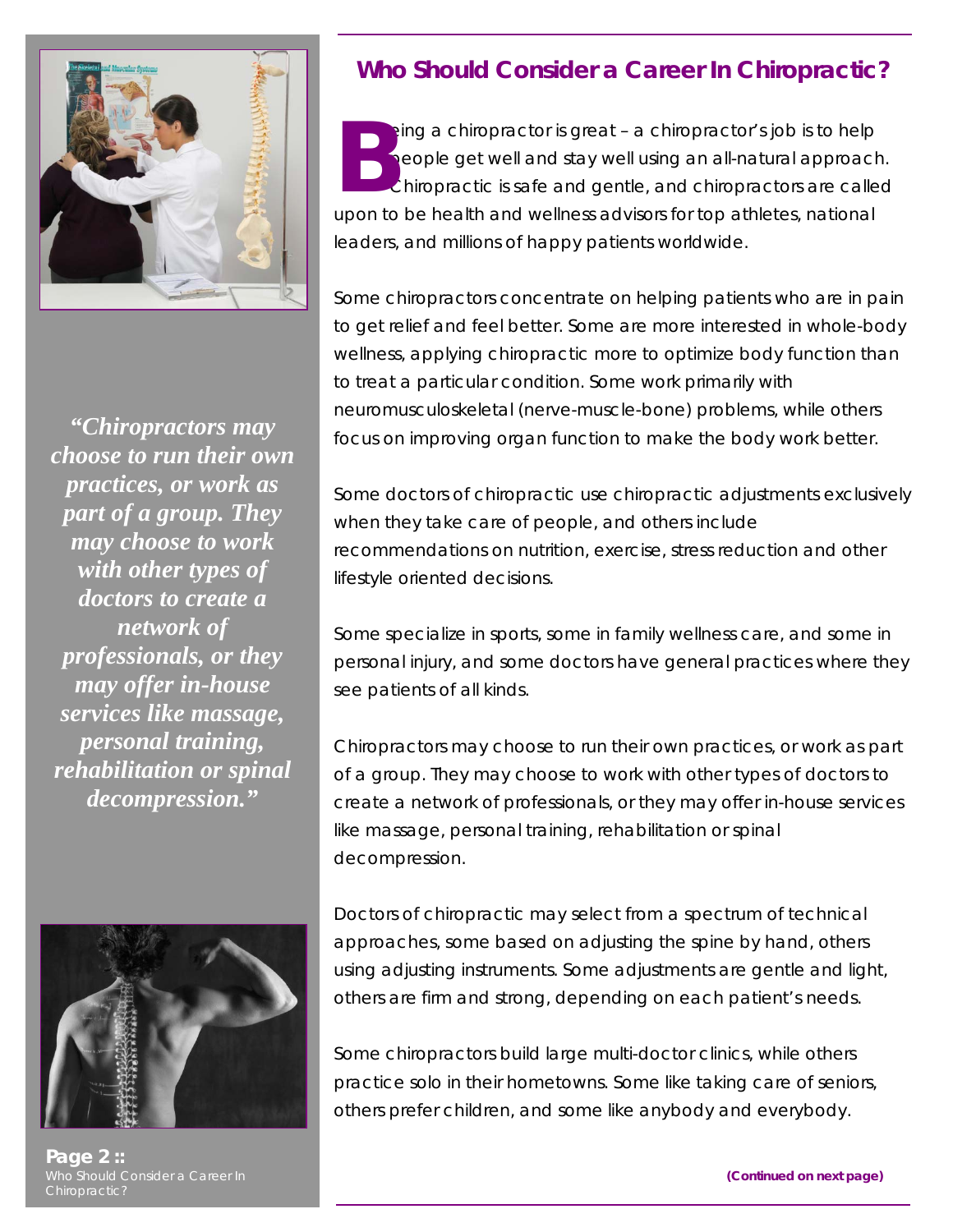## Who Should Consider a Career In Chiropractic?

Being a chiropractor is great – a chiropractor's job is to help people get well and stay well using an all-natural approach. Chiropractic is safe and gentle, and chiropractors are called upon to be health and wellness advisors for top athletes, national leaders, and millions of happy patients worldwide.

Some chiropractors concentrate on helping patients who are in pain to get relief and feel better. Some are more interested in whole-body wellness, applying chiropractic more to optimize body function than to treat a particular condition. Some work primarily with neuromusculoskeletal (nerve-muscle-bone) problems, while others focus on improving organ function to make the body work better.

Some doctors of chiropractic use chiropractic adjustments exclusively when they take care of people, and others include recommendations on nutrition, exercise, stress reduction and other lifestyle oriented decisions.

Some specialize in sports, some in family wellness care, and some in personal injury, and some doctors have general practices where they see patients of all kinds.

Chiropractors may choose to run their own practices, or work as part of a group. They may choose to work with other types of doctors to create a network of professionals, or they may offer in-house services like massage, personal training, rehabilitation or spinal decompression.

Doctors of chiropractic may select from a spectrum of technical approaches, some based on adjusting the spine by hand, others using adjusting instruments. Some adjustments are gentle and light, others are firm and strong, depending on each patient's needs.

Some chiropractors build large multi-doctor clinics, while others practice solo in their hometowns. Some like taking care of seniors, others prefer children, and some like anybody and everybody.

***"Chiropractors may choose to run their own practices, or work as part of a group. They may choose to work with other types of doctors to create a network of professionals, or they may offer in-house services like massage, personal training, rehabilitation or spinal decompression."***

**(Continued on next page)**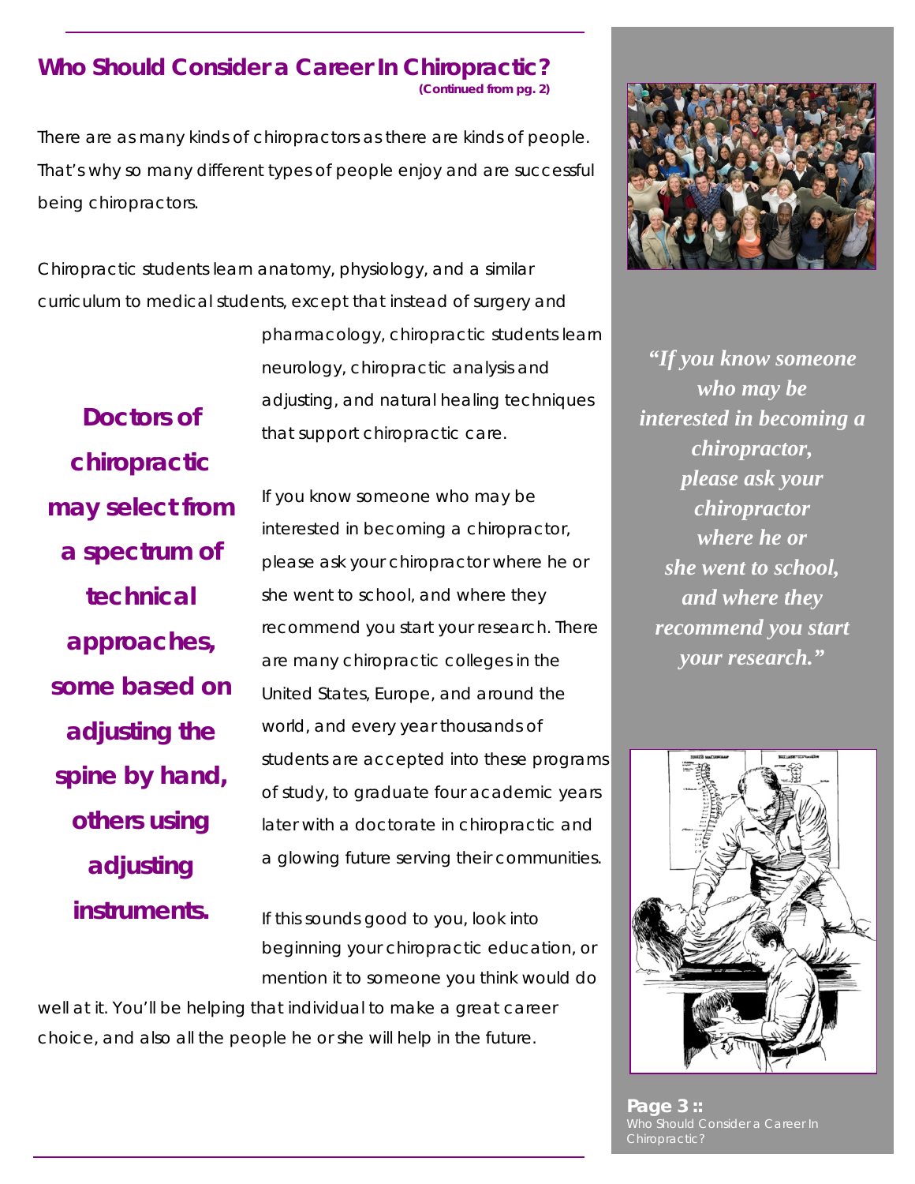## Who Should Consider a Career In Chiropractic?

**(Continued from pg. 2)**

There are as many kinds of chiropractors as there are kinds of people. That's why so many different types of people enjoy and are successful being chiropractors.

Chiropractic students learn anatomy, physiology, and a similar curriculum to medical students, except that instead of surgery and pharmacology, chiropractic students learn neurology, chiropractic analysis and adjusting, and natural healing techniques that support chiropractic care.

**Doctors of chiropractic may select from a spectrum of technical approaches, some based on adjusting the spine by hand, others using adjusting instruments.**

If you know someone who may be interested in becoming a chiropractor, please ask your chiropractor where he or she went to school, and where they recommend you start your research. There are many chiropractic colleges in the United States, Europe, and around the world, and every year thousands of students are accepted into these programs of study, to graduate four academic years later with a doctorate in chiropractic and a glowing future serving their communities.

If this sounds good to you, look into beginning your chiropractic education, or mention it to someone you think would do well at it. You'll be helping that individual to make a great career choice, and also all the people he or she will help in the future.

***"If you know someone who may be interested in becoming a chiropractor, please ask your chiropractor where he or she went to school, and where they recommend you start your research."***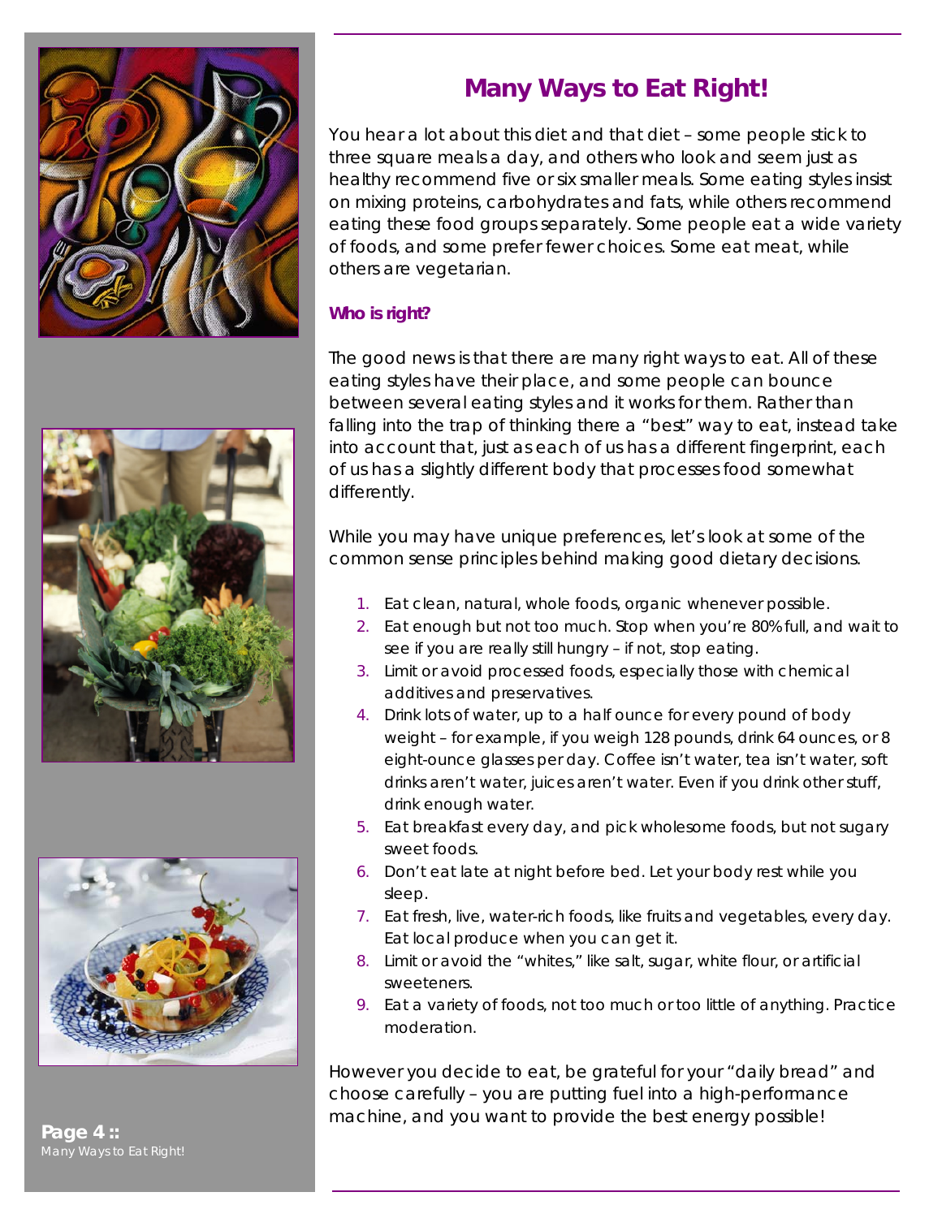# Many Ways to Eat Right!

You hear a lot about this diet and that diet – some people stick to three square meals a day, and others who look and seem just as healthy recommend five or six smaller meals. Some eating styles insist on mixing proteins, carbohydrates and fats, while others recommend eating these food groups separately. Some people eat a wide variety of foods, and some prefer fewer choices. Some eat meat, while others are vegetarian.

### Who is right?

The good news is that there are many right ways to eat. All of these eating styles have their place, and some people can bounce between several eating styles and it works for them. Rather than falling into the trap of thinking there a "best" way to eat, instead take into account that, just as each of us has a different fingerprint, each of us has a slightly different body that processes food somewhat differently.

While you may have unique preferences, let's look at some of the common sense principles behind making good dietary decisions.

1. Eat clean, natural, whole foods, organic whenever possible.
2. Eat enough but not too much. Stop when you're 80% full, and wait to see if you are really still hungry – if not, stop eating.
3. Limit or avoid processed foods, especially those with chemical additives and preservatives.
4. Drink lots of water, up to a half ounce for every pound of body weight – for example, if you weigh 128 pounds, drink 64 ounces, or 8 eight-ounce glasses per day. Coffee isn't water, tea isn't water, soft drinks aren't water, juices aren't water. Even if you drink other stuff, drink enough water.
5. Eat breakfast every day, and pick wholesome foods, but not sugary sweet foods.
6. Don't eat late at night before bed. Let your body rest while you sleep.
7. Eat fresh, live, water-rich foods, like fruits and vegetables, every day. Eat local produce when you can get it.
8. Limit or avoid the "whites," like salt, sugar, white flour, or artificial sweeteners.
9. Eat a variety of foods, not too much or too little of anything. Practice moderation.

However you decide to eat, be grateful for your "daily bread" and choose carefully – you are putting fuel into a high-performance machine, and you want to provide the best energy possible!